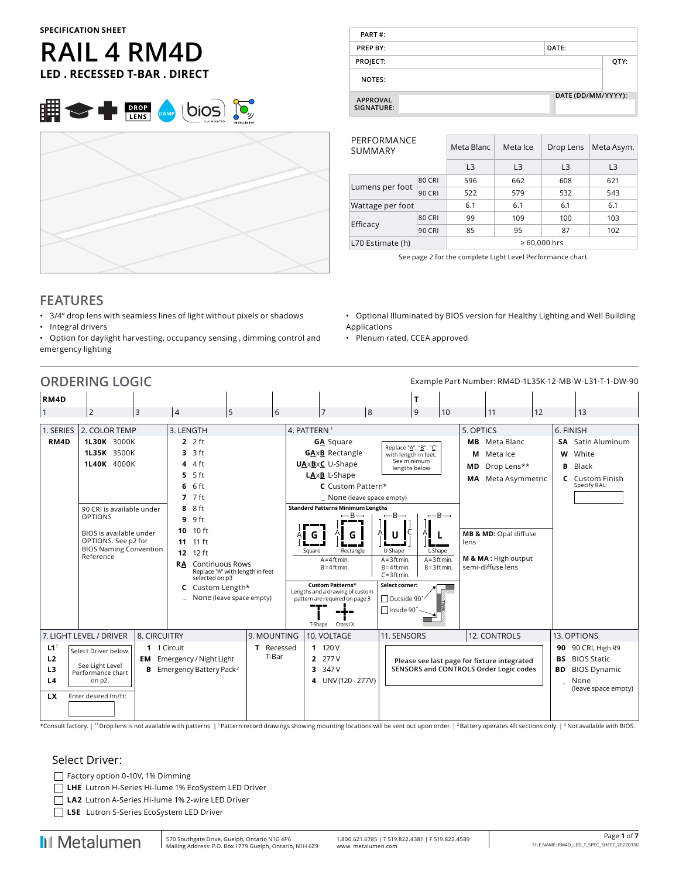SPECIFICATION SHEET

# RAIL 4 RM4D

**LED . RECESSED T-BAR . DIRECT**

| PART #: | | |
|---|---|---|
| PREP BY: | DATE: | |
| PROJECT: | | QTY: |
| NOTES: | | |
| APPROVAL SIGNATURE: | DATE (DD/MM/YYYY): | |

| PERFORMANCE SUMMARY | | Meta Blanc | Meta Ice | Drop Lens | Meta Asym. |
|---|---|---|---|---|---|
| | | L3 | L3 | L3 | L3 |
| Lumens per foot | 80 CRI | 596 | 662 | 608 | 621 |
| | 90 CRI | 522 | 579 | 532 | 543 |
| Wattage per foot | | 6.1 | 6.1 | 6.1 | 6.1 |
| Efficacy | 80 CRI | 99 | 109 | 100 | 103 |
| | 90 CRI | 85 | 95 | 87 | 102 |
| L70 Estimate (h) | | ≥ 60,000 hrs | | | |

See page 2 for the complete Light Level Performance chart.

## FEATURES

- 3/4" drop lens with seamless lines of light without pixels or shadows
- Integral drivers
- Option for daylight harvesting, occupancy sensing , dimming control and emergency lighting
- Optional Illuminated by BIOS version for Healthy Lighting and Well Building Applications
- Plenum rated, CCEA approved

## ORDERING LOGIC

Example Part Number: RM4D-1L35K-12-MB-W-L31-T-1-DW-90

| RM4D | | | | | | | | T | | | | |
|---|---|---|---|---|---|---|---|---|---|---|---|---|
| 1 | 2 | 3 | 4 | 5 | 6 | 7 | 8 | 9 | 10 | 11 | 12 | 13 |

**1. SERIES**
- **RM4D**

**2. COLOR TEMP**
- **1L30K** 3000K
- **1L35K** 3500K
- **1L40K** 4000K

90 CRI is available under OPTIONS

BIOS is available under OPTIONS. See p2 for BIOS Naming Convention Reference

**3. LENGTH**
- **2** 2 ft
- **3** 3 ft
- **4** 4 ft
- **5** 5 ft
- **6** 6 ft
- **7** 7 ft
- **8** 8 ft
- **9** 9 ft
- **10** 10 ft
- **11** 11 ft
- **12** 12 ft
- **RA** Continuous Rows (Replace "A" with length in feet selected on p3)
- **C** Custom Length*
- _ None (leave space empty)

**4. PATTERN** [1]
- **GA** Square
- **GAxB** Rectangle
- **UAxBxC** U-Shape
- **LAxB** L-Shape
- **C** Custom Pattern*
- _ None (leave space empty)

Replace "A", "B", "C" with length in feet. See minimum lengths below

Standard Patterns Minimum Lengths:
- Square: A = 4 ft min. B = 4 ft min.
- Rectangle: A = 4 ft min. B = 4 ft min.
- U-Shape: A = 3 ft min. B = 4 ft min. C = 3 ft min.
- L-Shape: A = 3 ft min. B = 3 ft min.

Custom Patterns*: Lengths and a drawing of custom pattern are required on page 3 (T-Shape, Cross / X)

Select corner:
- ☐ Outside 90°
- ☐ Inside 90°

**5. OPTICS**
- **MB** Meta Blanc
- **M** Meta Ice
- **MD** Drop Lens**
- **MA** Meta Asymmetric

**MB & MD:** Opal diffuse lens

**M & MA:** High output semi-diffuse lens

**6. FINISH**
- **SA** Satin Aluminum
- **W** White
- **B** Black
- **C** Custom Finish (Specify RAL: ______)

**7. LIGHT LEVEL / DRIVER**
- **L1** [3]
- **L2**
- **L3**
- **L4**

Select Driver below. See Light Level Performance chart on p2.

- **LX** Enter desired lm/ft: ______

**8. CIRCUITRY**
- **1** 1 Circuit
- **EM** Emergency / Night Light
- **B** Emergency Battery Pack [2]

**9. MOUNTING**
- **T** Recessed T-Bar

**10. VOLTAGE**
- **1** 120 V
- **2** 277 V
- **3** 347 V
- **4** UNV (120 - 277V)

**11. SENSORS** / **12. CONTROLS**

Please see last page for fixture integrated SENSORS and CONTROLS Order Logic codes

**13. OPTIONS**
- **90** 90 CRI, High R9
- **BS** BIOS Static
- **BD** BIOS Dynamic
- _ None (leave space empty)

*Consult factory. | **Drop lens is not available with patterns. | [1] Pattern record drawings showing mounting locations will be sent out upon order. | [2] Battery operates 4ft sections only. | [3] Not available with BIOS.

### Select Driver:

- ☐ Factory option 0-10V, 1% Dimming
- ☐ **LHE** Lutron H-Series Hi-lume 1% EcoSystem LED Driver
- ☐ **LA2** Lutron A-Series Hi-lume 1% 2-wire LED Driver
- ☐ **L5E** Lutron 5-Series EcoSystem LED Driver

Metalumen | 570 Southgate Drive, Guelph, Ontario N1G 4P6 | Mailing Address: P.O. Box 1779 Guelph, Ontario, N1H 6Z9 | 1.800.621.6785 | T 519.822.4381 | F 519.822.4589 | www.metalumen.com

FILE NAME: RM4D_LED_T_SPEC_SHEET_20220330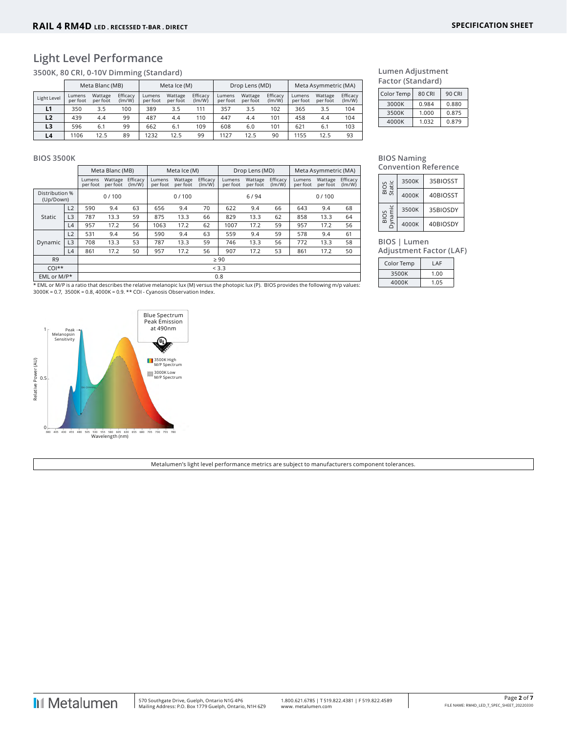## Light Level Performance

### 3500K, 80 CRI, 0-10V Dimming (Standard)

| | Meta Blanc (MB) | | | Meta Ice (M) | | | Drop Lens (MD) | | | Meta Asymmetric (MA) | | |
|---|---|---|---|---|---|---|---|---|---|---|---|---|
| Light Level | Lumens per foot | Wattage per foot | Efficacy (lm/W) | Lumens per foot | Wattage per foot | Efficacy (lm/W) | Lumens per foot | Wattage per foot | Efficacy (lm/W) | Lumens per foot | Wattage per foot | Efficacy (lm/W) |
| **L1** | 350 | 3.5 | 100 | 389 | 3.5 | 111 | 357 | 3.5 | 102 | 365 | 3.5 | 104 |
| **L2** | 439 | 4.4 | 99 | 487 | 4.4 | 110 | 447 | 4.4 | 101 | 458 | 4.4 | 104 |
| **L3** | 596 | 6.1 | 99 | 662 | 6.1 | 109 | 608 | 6.0 | 101 | 621 | 6.1 | 103 |
| **L4** | 1106 | 12.5 | 89 | 1232 | 12.5 | 99 | 1127 | 12.5 | 90 | 1155 | 12.5 | 93 |

### Lumen Adjustment Factor (Standard)

| Color Temp | 80 CRI | 90 CRI |
|---|---|---|
| 3000K | 0.984 | 0.880 |
| 3500K | 1.000 | 0.875 |
| 4000K | 1.032 | 0.879 |

### BIOS 3500K

| | | Meta Blanc (MB) | | | Meta Ice (M) | | | Drop Lens (MD) | | | Meta Asymmetric (MA) | | |
|---|---|---|---|---|---|---|---|---|---|---|---|---|---|
| | | Lumens per foot | Wattage per foot | Efficacy (lm/W) | Lumens per foot | Wattage per foot | Efficacy (lm/W) | Lumens per foot | Wattage per foot | Efficacy (lm/W) | Lumens per foot | Wattage per foot | Efficacy (lm/W) |
| Distribution % (Up/Down) | | 0 / 100 | | | 0 / 100 | | | 6 / 94 | | | 0 / 100 | | |
| Static | L2 | 590 | 9.4 | 63 | 656 | 9.4 | 70 | 622 | 9.4 | 66 | 643 | 9.4 | 68 |
| | L3 | 787 | 13.3 | 59 | 875 | 13.3 | 66 | 829 | 13.3 | 62 | 858 | 13.3 | 64 |
| | L4 | 957 | 17.2 | 56 | 1063 | 17.2 | 62 | 1007 | 17.2 | 59 | 957 | 17.2 | 56 |
| Dynamic | L2 | 531 | 9.4 | 56 | 590 | 9.4 | 63 | 559 | 9.4 | 59 | 578 | 9.4 | 61 |
| | L3 | 708 | 13.3 | 53 | 787 | 13.3 | 59 | 746 | 13.3 | 56 | 772 | 13.3 | 58 |
| | L4 | 861 | 17.2 | 50 | 957 | 17.2 | 56 | 907 | 17.2 | 53 | 861 | 17.2 | 50 |
| R9 | | ≥ 90 | | | | | | | | | | | |
| COI** | | < 3.3 | | | | | | | | | | | |
| EML or M/P* | | 0.8 | | | | | | | | | | | |

* EML or M/P is a ratio that describes the relative melanopic lux (M) versus the photopic lux (P). BIOS provides the following m/p values: 3000K = 0.7, 3500K = 0.8, 4000K = 0.9. ** COI - Cyanosis Observation Index.

### BIOS Naming Convention Reference

| | | |
|---|---|---|
| BIOS Static | 3500K | 35BIOSST |
| | 4000K | 40BIOSST |
| BIOS Dynamic | 3500K | 35BIOSDY |
| | 4000K | 40BIOSDY |

### BIOS | Lumen Adjustment Factor (LAF)

| Color Temp | LAF |
|---|---|
| 3500K | 1.00 |
| 4000K | 1.05 |

Blue Spectrum Peak Emission at 490nm

Peak Melanopsin Sensitivity

3500K High M/P Spectrum

3000K Low M/P Spectrum

Relative Power (AU)

Wavelength (nm)

Metalumen's light level performance metrics are subject to manufacturers component tolerances.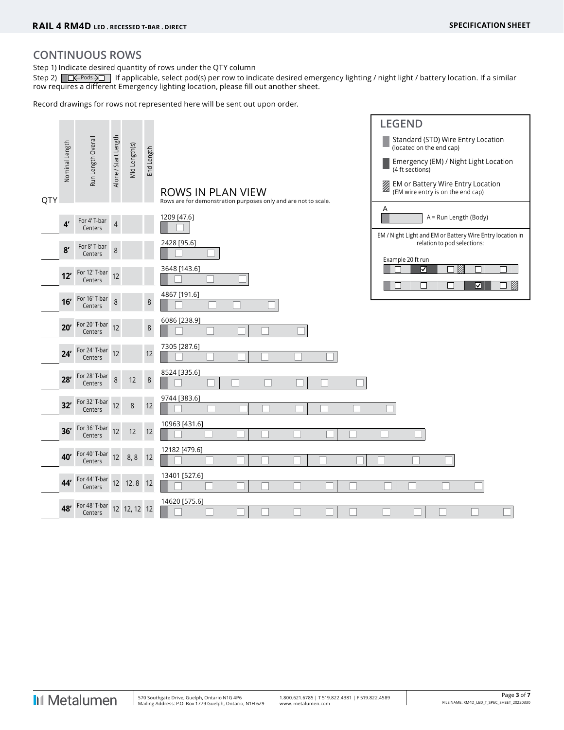## CONTINUOUS ROWS

Step 1) Indicate desired quantity of rows under the QTY column

Step 2) ☐← Pods →☐ If applicable, select pod(s) per row to indicate desired emergency lighting / night light / battery location. If a similar row requires a different Emergency lighting location, please fill out another sheet.

Record drawings for rows not represented here will be sent out upon order.

### ROWS IN PLAN VIEW

Rows are for demonstration purposes only and are not to scale.

| QTY | Nominal Length | Run Length Overall | Alone / Start Length | Mid Length(s) | End Length | Run Length mm [in] |
|---|---|---|---|---|---|---|
| | 4′ | For 4′ T-bar Centers | 4 | | | 1209 [47.6] |
| | 8′ | For 8′ T-bar Centers | 8 | | | 2428 [95.6] |
| | 12′ | For 12′ T-bar Centers | 12 | | | 3648 [143.6] |
| | 16′ | For 16′ T-bar Centers | 8 | | 8 | 4867 [191.6] |
| | 20′ | For 20′ T-bar Centers | 12 | | 8 | 6086 [238.9] |
| | 24′ | For 24′ T-bar Centers | 12 | | 12 | 7305 [287.6] |
| | 28′ | For 28′ T-bar Centers | 8 | 12 | 8 | 8524 [335.6] |
| | 32′ | For 32′ T-bar Centers | 12 | 8 | 12 | 9744 [383.6] |
| | 36′ | For 36′ T-bar Centers | 12 | 12 | 12 | 10963 [431.6] |
| | 40′ | For 40′ T-bar Centers | 12 | 8, 8 | 12 | 12182 [479.6] |
| | 44′ | For 44′ T-bar Centers | 12 | 12, 8 | 12 | 13401 [527.6] |
| | 48′ | For 48′ T-bar Centers | 12 | 12, 12 | 12 | 14620 [575.6] |

### LEGEND

- Standard (STD) Wire Entry Location (located on the end cap)
- Emergency (EM) / Night Light Location (4 ft sections)
- EM or Battery Wire Entry Location (EM wire entry is on the end cap)
- A = Run Length (Body)

EM / Night Light and EM or Battery Wire Entry location in relation to pod selections:

Example 20 ft run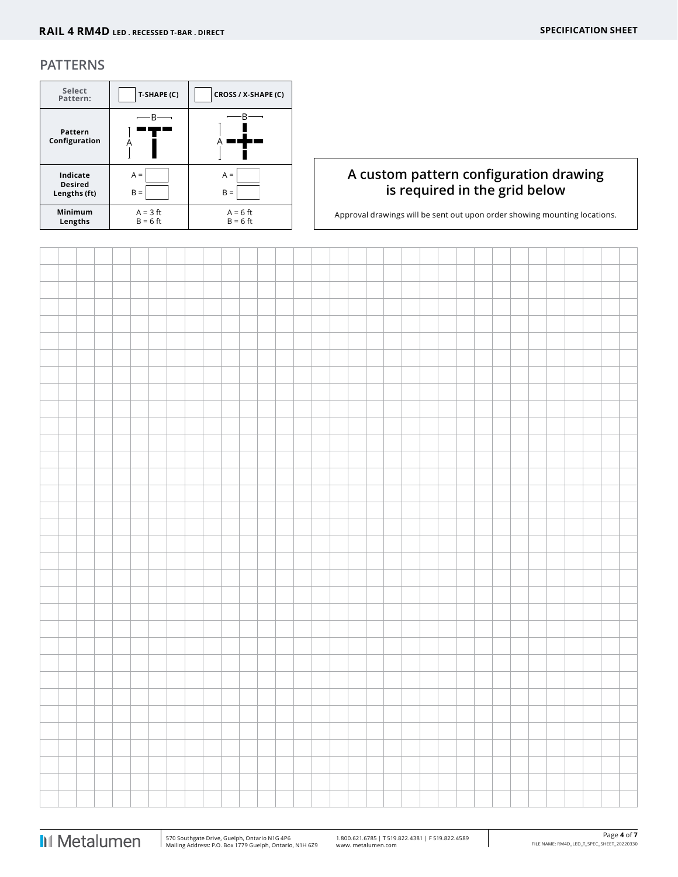## PATTERNS

| Select Pattern: | T-SHAPE (C) | CROSS / X-SHAPE (C) |
|---|---|---|
| Pattern Configuration | | |
| Indicate Desired Lengths (ft) | A = <br> B = | A = <br> B = |
| Minimum Lengths | A = 3 ft <br> B = 6 ft | A = 6 ft <br> B = 6 ft |

### A custom pattern configuration drawing is required in the grid below

Approval drawings will be sent out upon order showing mounting locations.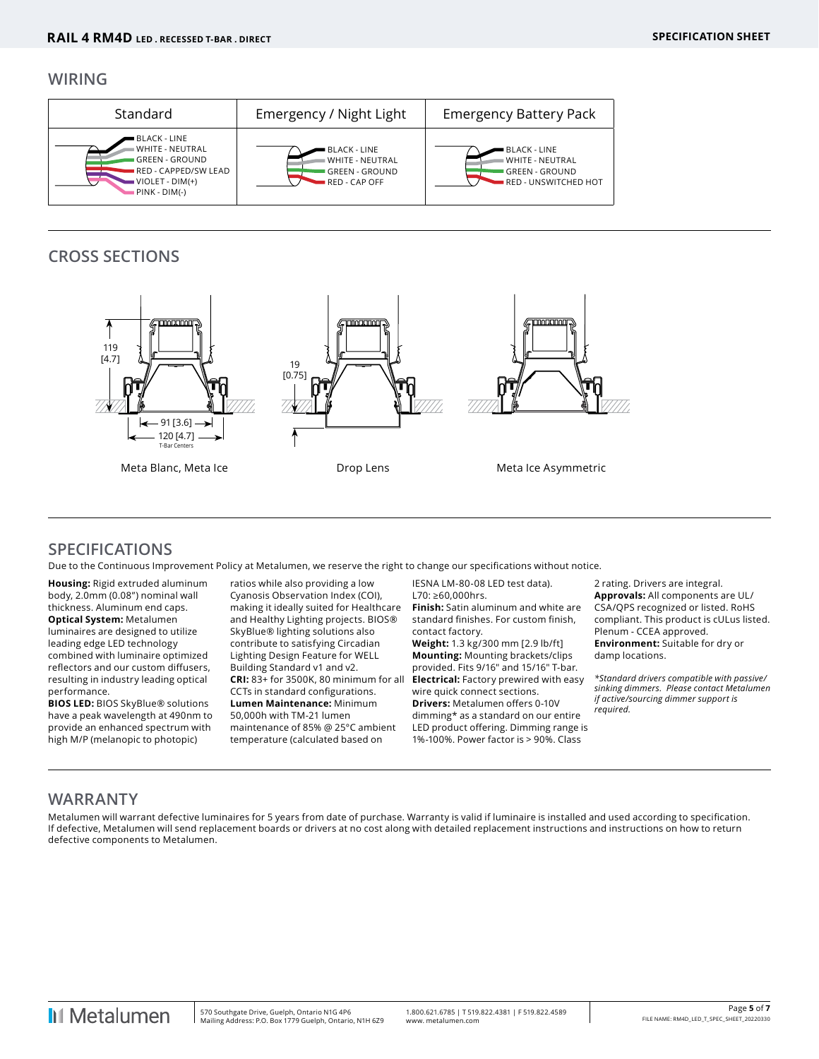## WIRING

| Standard | Emergency / Night Light | Emergency Battery Pack |
|---|---|---|
| BLACK - LINE<br>WHITE - NEUTRAL<br>GREEN - GROUND<br>RED - CAPPED/SW LEAD<br>VIOLET - DIM(+)<br>PINK - DIM(-) | BLACK - LINE<br>WHITE - NEUTRAL<br>GREEN - GROUND<br>RED - CAP OFF | BLACK - LINE<br>WHITE - NEUTRAL<br>GREEN - GROUND<br>RED - UNSWITCHED HOT |

## CROSS SECTIONS

119 [4.7]

91 [3.6]

120 [4.7] T-Bar Centers

Meta Blanc, Meta Ice

19 [0.75]

Drop Lens

Meta Ice Asymmetric

## SPECIFICATIONS

Due to the Continuous Improvement Policy at Metalumen, we reserve the right to change our specifications without notice.

**Housing:** Rigid extruded aluminum body, 2.0mm (0.08") nominal wall thickness. Aluminum end caps.
**Optical System:** Metalumen luminaires are designed to utilize leading edge LED technology combined with luminaire optimized reflectors and our custom diffusers, resulting in industry leading optical performance.
**BIOS LED:** BIOS SkyBlue® solutions have a peak wavelength at 490nm to provide an enhanced spectrum with high M/P (melanopic to photopic) ratios while also providing a low Cyanosis Observation Index (COI), making it ideally suited for Healthcare and Healthy Lighting projects. BIOS® SkyBlue® lighting solutions also contribute to satisfying Circadian Lighting Design Feature for WELL Building Standard v1 and v2.
**CRI:** 83+ for 3500K, 80 minimum for all CCTs in standard configurations.
**Lumen Maintenance:** Minimum 50,000h with TM-21 lumen maintenance of 85% @ 25°C ambient temperature (calculated based on IESNA LM-80-08 LED test data). L70: ≥60,000hrs.
**Finish:** Satin aluminum and white are standard finishes. For custom finish, contact factory.
**Weight:** 1.3 kg/300 mm [2.9 lb/ft]
**Mounting:** Mounting brackets/clips provided. Fits 9/16" and 15/16" T-bar.
**Electrical:** Factory prewired with easy wire quick connect sections.
**Drivers:** Metalumen offers 0-10V dimming* as a standard on our entire LED product offering. Dimming range is 1%-100%. Power factor is > 90%. Class 2 rating. Drivers are integral.
**Approvals:** All components are UL/CSA/QPS recognized or listed. RoHS compliant. This product is cULus listed. Plenum - CCEA approved.
**Environment:** Suitable for dry or damp locations.

*\*Standard drivers compatible with passive/sinking dimmers. Please contact Metalumen if active/sourcing dimmer support is required.*

## WARRANTY

Metalumen will warrant defective luminaires for 5 years from date of purchase. Warranty is valid if luminaire is installed and used according to specification. If defective, Metalumen will send replacement boards or drivers at no cost along with detailed replacement instructions and instructions on how to return defective components to Metalumen.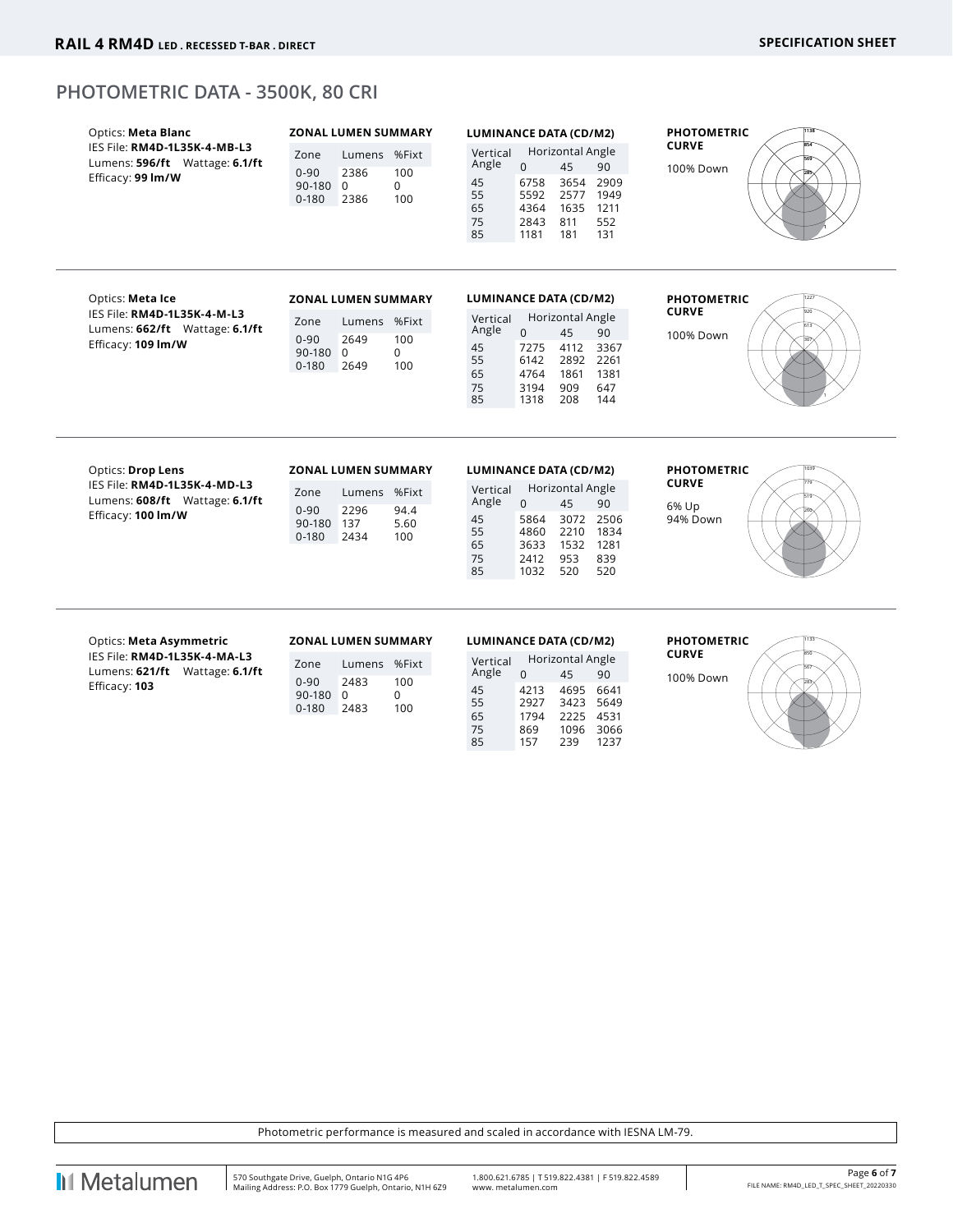## PHOTOMETRIC DATA - 3500K, 80 CRI

Optics: **Meta Blanc**
IES File: **RM4D-1L35K-4-MB-L3**
Lumens: **596/ft** Wattage: **6.1/ft**
Efficacy: **99 lm/W**

**ZONAL LUMEN SUMMARY**

| Zone | Lumens | %Fixt |
|---|---|---|
| 0-90 | 2386 | 100 |
| 90-180 | 0 | 0 |
| 0-180 | 2386 | 100 |

**LUMINANCE DATA (CD/M2)**

| Vertical Angle | Horizontal Angle | | |
|---|---|---|---|
| | 0 | 45 | 90 |
| 45 | 6758 | 3654 | 2909 |
| 55 | 5592 | 2577 | 1949 |
| 65 | 4364 | 1635 | 1211 |
| 75 | 2843 | 811 | 552 |
| 85 | 1181 | 181 | 131 |

**PHOTOMETRIC CURVE**

100% Down

---

Optics: **Meta Ice**
IES File: **RM4D-1L35K-4-M-L3**
Lumens: **662/ft** Wattage: **6.1/ft**
Efficacy: **109 lm/W**

**ZONAL LUMEN SUMMARY**

| Zone | Lumens | %Fixt |
|---|---|---|
| 0-90 | 2649 | 100 |
| 90-180 | 0 | 0 |
| 0-180 | 2649 | 100 |

**LUMINANCE DATA (CD/M2)**

| Vertical Angle | Horizontal Angle | | |
|---|---|---|---|
| | 0 | 45 | 90 |
| 45 | 7275 | 4112 | 3367 |
| 55 | 6142 | 2892 | 2261 |
| 65 | 4764 | 1861 | 1381 |
| 75 | 3194 | 909 | 647 |
| 85 | 1318 | 208 | 144 |

**PHOTOMETRIC CURVE**

100% Down

---

Optics: **Drop Lens**
IES File: **RM4D-1L35K-4-MD-L3**
Lumens: **608/ft** Wattage: **6.1/ft**
Efficacy: **100 lm/W**

**ZONAL LUMEN SUMMARY**

| Zone | Lumens | %Fixt |
|---|---|---|
| 0-90 | 2296 | 94.4 |
| 90-180 | 137 | 5.60 |
| 0-180 | 2434 | 100 |

**LUMINANCE DATA (CD/M2)**

| Vertical Angle | Horizontal Angle | | |
|---|---|---|---|
| | 0 | 45 | 90 |
| 45 | 5864 | 3072 | 2506 |
| 55 | 4860 | 2210 | 1834 |
| 65 | 3633 | 1532 | 1281 |
| 75 | 2412 | 953 | 839 |
| 85 | 1032 | 520 | 520 |

**PHOTOMETRIC CURVE**

6% Up
94% Down

---

Optics: **Meta Asymmetric**
IES File: **RM4D-1L35K-4-MA-L3**
Lumens: **621/ft** Wattage: **6.1/ft**
Efficacy: **103**

**ZONAL LUMEN SUMMARY**

| Zone | Lumens | %Fixt |
|---|---|---|
| 0-90 | 2483 | 100 |
| 90-180 | 0 | 0 |
| 0-180 | 2483 | 100 |

**LUMINANCE DATA (CD/M2)**

| Vertical Angle | Horizontal Angle | | |
|---|---|---|---|
| | 0 | 45 | 90 |
| 45 | 4213 | 4695 | 6641 |
| 55 | 2927 | 3423 | 5649 |
| 65 | 1794 | 2225 | 4531 |
| 75 | 869 | 1096 | 3066 |
| 85 | 157 | 239 | 1237 |

**PHOTOMETRIC CURVE**

100% Down

---

Photometric performance is measured and scaled in accordance with IESNA LM-79.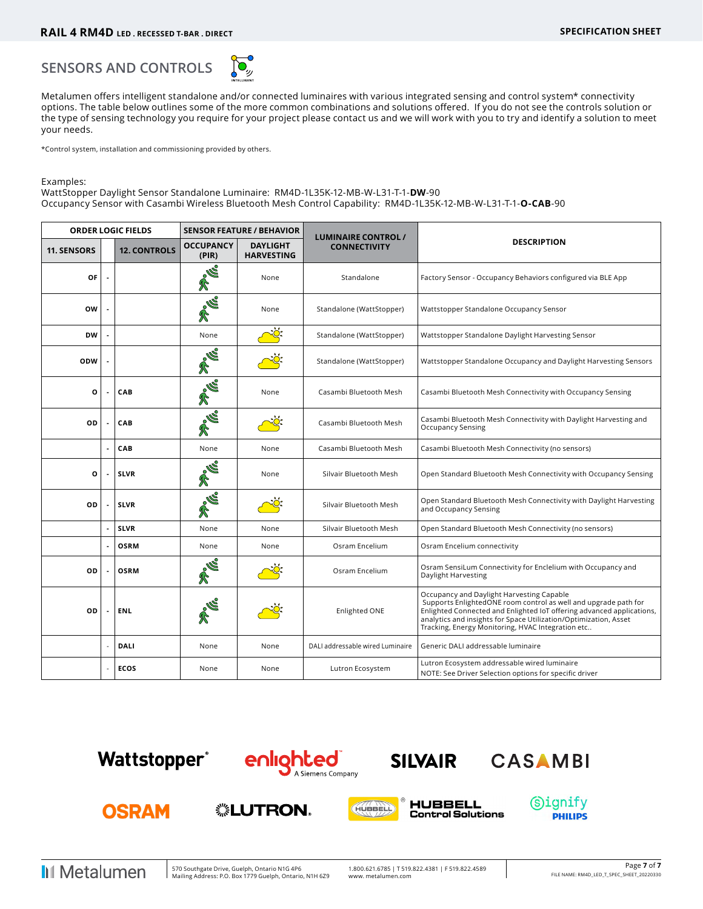## SENSORS AND CONTROLS

Metalumen offers intelligent standalone and/or connected luminaires with various integrated sensing and control system* connectivity options. The table below outlines some of the more common combinations and solutions offered. If you do not see the controls solution or the type of sensing technology you require for your project please contact us and we will work with you to try and identify a solution to meet your needs.

*Control system, installation and commissioning provided by others.

Examples:
WattStopper Daylight Sensor Standalone Luminaire: RM4D-1L35K-12-MB-W-L31-T-1-**DW**-90
Occupancy Sensor with Casambi Wireless Bluetooth Mesh Control Capability: RM4D-1L35K-12-MB-W-L31-T-1-**O-CAB**-90

| ORDER LOGIC FIELDS | | | SENSOR FEATURE / BEHAVIOR | | LUMINAIRE CONTROL / CONNECTIVITY | DESCRIPTION |
|---|---|---|---|---|---|---|
| **11. SENSORS** | | **12. CONTROLS** | **OCCUPANCY (PIR)** | **DAYLIGHT HARVESTING** | | |
| **OF** | - | | Yes | None | Standalone | Factory Sensor - Occupancy Behaviors configured via BLE App |
| **OW** | - | | Yes | None | Standalone (WattStopper) | Wattstopper Standalone Occupancy Sensor |
| **DW** | - | | None | Yes | Standalone (WattStopper) | Wattstopper Standalone Daylight Harvesting Sensor |
| **ODW** | - | | Yes | Yes | Standalone (WattStopper) | Wattstopper Standalone Occupancy and Daylight Harvesting Sensors |
| **O** | - | **CAB** | Yes | None | Casambi Bluetooth Mesh | Casambi Bluetooth Mesh Connectivity with Occupancy Sensing |
| **OD** | - | **CAB** | Yes | Yes | Casambi Bluetooth Mesh | Casambi Bluetooth Mesh Connectivity with Daylight Harvesting and Occupancy Sensing |
| | - | **CAB** | None | None | Casambi Bluetooth Mesh | Casambi Bluetooth Mesh Connectivity (no sensors) |
| **O** | - | **SLVR** | Yes | None | Silvair Bluetooth Mesh | Open Standard Bluetooth Mesh Connectivity with Occupancy Sensing |
| **OD** | - | **SLVR** | Yes | Yes | Silvair Bluetooth Mesh | Open Standard Bluetooth Mesh Connectivity with Daylight Harvesting and Occupancy Sensing |
| | - | **SLVR** | None | None | Silvair Bluetooth Mesh | Open Standard Bluetooth Mesh Connectivity (no sensors) |
| | - | **OSRM** | None | None | Osram Encelium | Osram Encelium connectivity |
| **OD** | - | **OSRM** | Yes | Yes | Osram Encelium | Osram SensiLum Connectivity for Enclelium with Occupancy and Daylight Harvesting |
| **OD** | - | **ENL** | Yes | Yes | Enlighted ONE | Occupancy and Daylight Harvesting Capable Supports EnlightedONE room control as well and upgrade path for Enlighted Connected and Enlighted IoT offering advanced applications, analytics and insights for Space Utilization/Optimization, Asset Tracking, Energy Monitoring, HVAC Integration etc.. |
| | - | **DALI** | None | None | DALI addressable wired Luminaire | Generic DALI addressable luminaire |
| | - | **ECOS** | None | None | Lutron Ecosystem | Lutron Ecosystem addressable wired luminaire<br>NOTE: See Driver Selection options for specific driver |

Wattstopper® | enlighted™ A Siemens Company | SILVAIR | CASAMBI | OSRAM | LUTRON | HUBBELL Control Solutions | Signify PHILIPS

Metalumen
570 Southgate Drive, Guelph, Ontario N1G 4P6
Mailing Address: P.O. Box 1779 Guelph, Ontario, N1H 6Z9
1.800.621.6785 | T 519.822.4381 | F 519.822.4589
www. metalumen.com
FILE NAME: RM4D_LED_T_SPEC_SHEET_20220330